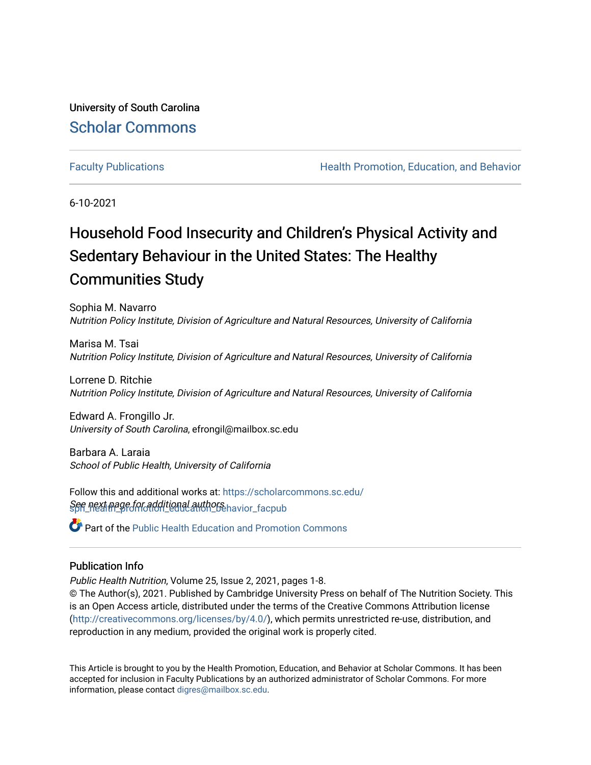University of South Carolina

Scholar Commons

Faculty Publications | Health Promotion, Education, and Behavior

6-10-2021

# Household Food Insecurity and Children's Physical Activity and Sedentary Behaviour in the United States: The Healthy Communities Study

Sophia M. Navarro
*Nutrition Policy Institute, Division of Agriculture and Natural Resources, University of California*

Marisa M. Tsai
*Nutrition Policy Institute, Division of Agriculture and Natural Resources, University of California*

Lorrene D. Ritchie
*Nutrition Policy Institute, Division of Agriculture and Natural Resources, University of California*

Edward A. Frongillo Jr.
*University of South Carolina*, efrongil@mailbox.sc.edu

Barbara A. Laraia
*School of Public Health, University of California*

*See next page for additional authors*

Follow this and additional works at: https://scholarcommons.sc.edu/sph_health_promotion_education_behavior_facpub

Part of the Public Health Education and Promotion Commons

## Publication Info

*Public Health Nutrition*, Volume 25, Issue 2, 2021, pages 1-8.
© The Author(s), 2021. Published by Cambridge University Press on behalf of The Nutrition Society. This is an Open Access article, distributed under the terms of the Creative Commons Attribution license (http://creativecommons.org/licenses/by/4.0/), which permits unrestricted re-use, distribution, and reproduction in any medium, provided the original work is properly cited.

This Article is brought to you by the Health Promotion, Education, and Behavior at Scholar Commons. It has been accepted for inclusion in Faculty Publications by an authorized administrator of Scholar Commons. For more information, please contact digres@mailbox.sc.edu.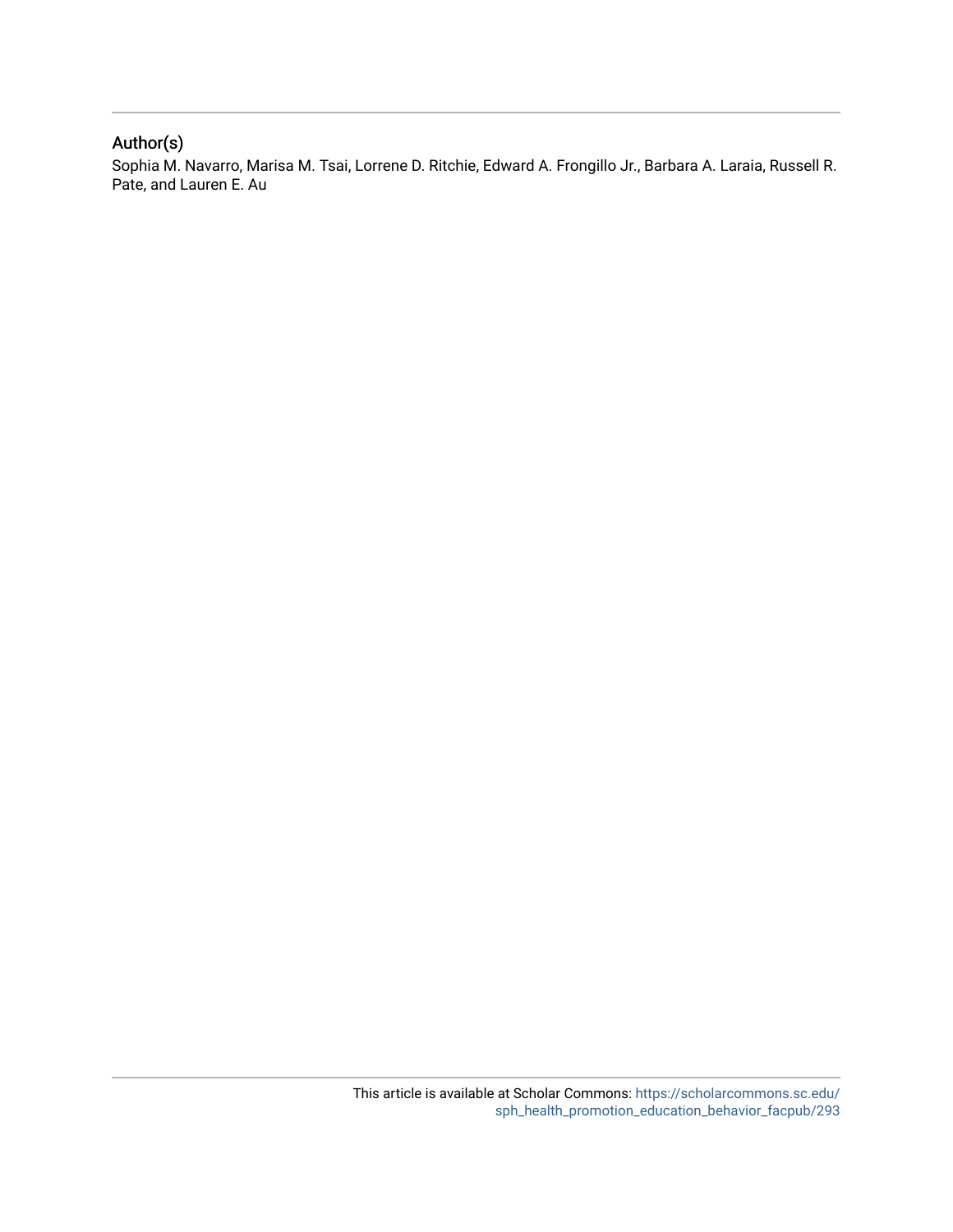## Author(s)

Sophia M. Navarro, Marisa M. Tsai, Lorrene D. Ritchie, Edward A. Frongillo Jr., Barbara A. Laraia, Russell R. Pate, and Lauren E. Au

This article is available at Scholar Commons: https://scholarcommons.sc.edu/sph_health_promotion_education_behavior_facpub/293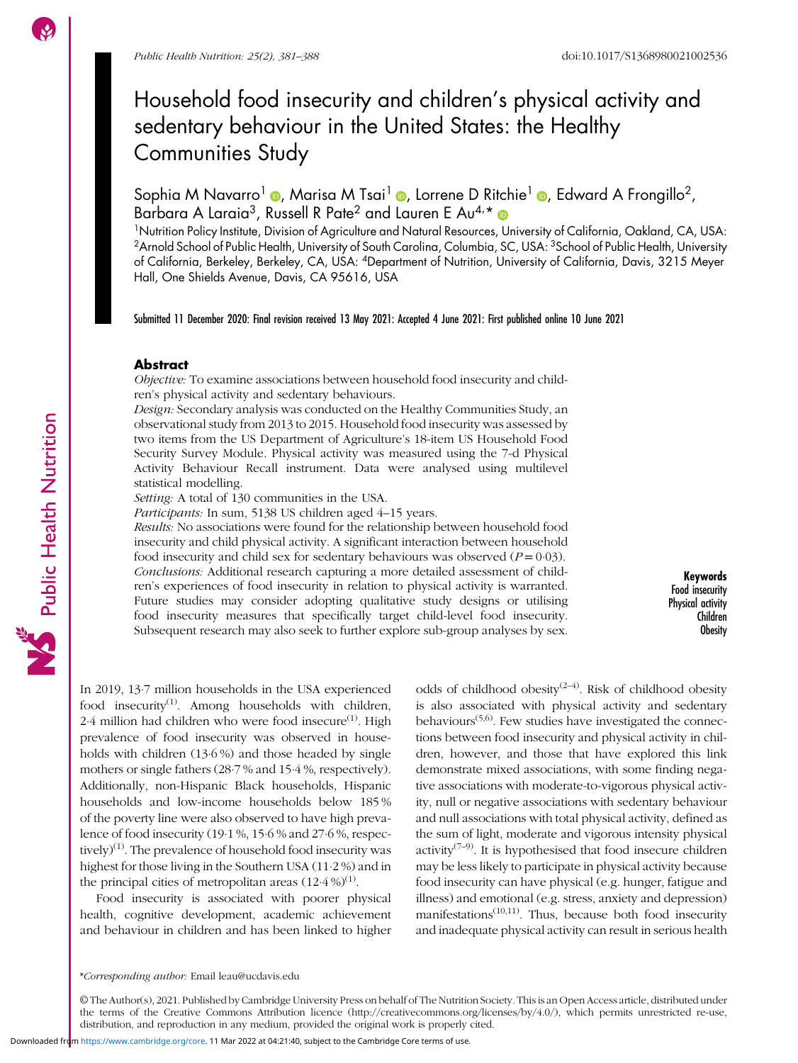# Household food insecurity and children's physical activity and sedentary behaviour in the United States: the Healthy Communities Study

Sophia M Navarro[1], Marisa M Tsai[1], Lorrene D Ritchie[1], Edward A Frongillo[2], Barbara A Laraia[3], Russell R Pate[2] and Lauren E Au[4,*]

[1]Nutrition Policy Institute, Division of Agriculture and Natural Resources, University of California, Oakland, CA, USA: [2]Arnold School of Public Health, University of South Carolina, Columbia, SC, USA: [3]School of Public Health, University of California, Berkeley, Berkeley, CA, USA: [4]Department of Nutrition, University of California, Davis, 3215 Meyer Hall, One Shields Avenue, Davis, CA 95616, USA

**Submitted 11 December 2020: Final revision received 13 May 2021: Accepted 4 June 2021: First published online 10 June 2021**

## Abstract

*Objective:* To examine associations between household food insecurity and children's physical activity and sedentary behaviours.

*Design:* Secondary analysis was conducted on the Healthy Communities Study, an observational study from 2013 to 2015. Household food insecurity was assessed by two items from the US Department of Agriculture's 18-item US Household Food Security Survey Module. Physical activity was measured using the 7-d Physical Activity Behaviour Recall instrument. Data were analysed using multilevel statistical modelling.

*Setting:* A total of 130 communities in the USA.

*Participants:* In sum, 5138 US children aged 4–15 years.

*Results:* No associations were found for the relationship between household food insecurity and child physical activity. A significant interaction between household food insecurity and child sex for sedentary behaviours was observed ($P = 0.03$).

*Conclusions:* Additional research capturing a more detailed assessment of children's experiences of food insecurity in relation to physical activity is warranted. Future studies may consider adopting qualitative study designs or utilising food insecurity measures that specifically target child-level food insecurity. Subsequent research may also seek to further explore sub-group analyses by sex.

**Keywords**
Food insecurity
Physical activity
Children
Obesity

In 2019, 13·7 million households in the USA experienced food insecurity[1]. Among households with children, 2·4 million had children who were food insecure[1]. High prevalence of food insecurity was observed in households with children (13·6 %) and those headed by single mothers or single fathers (28·7 % and 15·4 %, respectively). Additionally, non-Hispanic Black households, Hispanic households and low-income households below 185 % of the poverty line were also observed to have high prevalence of food insecurity (19·1 %, 15·6 % and 27·6 %, respectively)[1]. The prevalence of household food insecurity was highest for those living in the Southern USA (11·2 %) and in the principal cities of metropolitan areas (12·4 %)[1].

Food insecurity is associated with poorer physical health, cognitive development, academic achievement and behaviour in children and has been linked to higher odds of childhood obesity[2–4]. Risk of childhood obesity is also associated with physical activity and sedentary behaviours[5,6]. Few studies have investigated the connections between food insecurity and physical activity in children, however, and those that have explored this link demonstrate mixed associations, with some finding negative associations with moderate-to-vigorous physical activity, null or negative associations with sedentary behaviour and null associations with total physical activity, defined as the sum of light, moderate and vigorous intensity physical activity[7–9]. It is hypothesised that food insecure children may be less likely to participate in physical activity because food insecurity can have physical (e.g. hunger, fatigue and illness) and emotional (e.g. stress, anxiety and depression) manifestations[10,11]. Thus, because both food insecurity and inadequate physical activity can result in serious health

*Corresponding author: Email leau@ucdavis.edu

© The Author(s), 2021. Published by Cambridge University Press on behalf of The Nutrition Society. This is an Open Access article, distributed under the terms of the Creative Commons Attribution licence (http://creativecommons.org/licenses/by/4.0/), which permits unrestricted re-use, distribution, and reproduction in any medium, provided the original work is properly cited.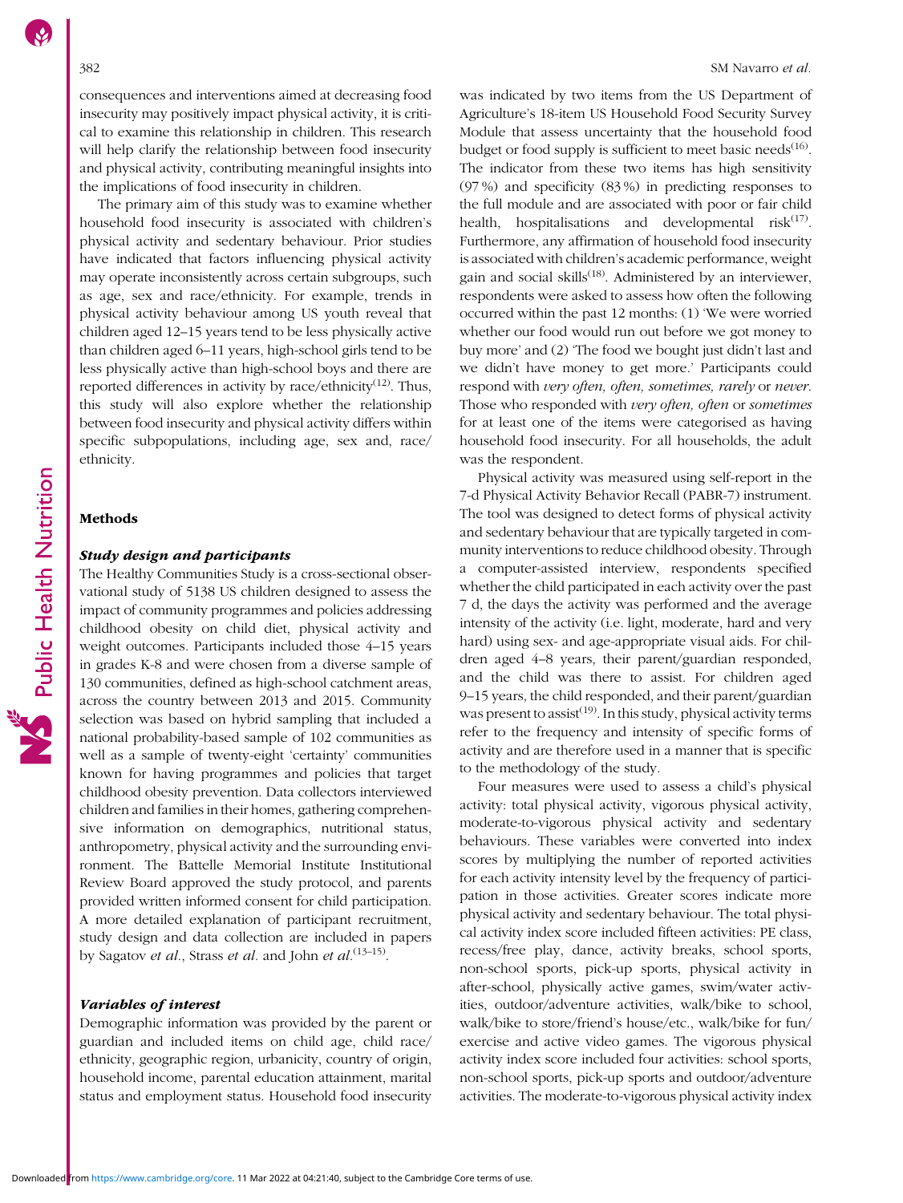consequences and interventions aimed at decreasing food insecurity may positively impact physical activity, it is critical to examine this relationship in children. This research will help clarify the relationship between food insecurity and physical activity, contributing meaningful insights into the implications of food insecurity in children.

The primary aim of this study was to examine whether household food insecurity is associated with children's physical activity and sedentary behaviour. Prior studies have indicated that factors influencing physical activity may operate inconsistently across certain subgroups, such as age, sex and race/ethnicity. For example, trends in physical activity behaviour among US youth reveal that children aged 12–15 years tend to be less physically active than children aged 6–11 years, high-school girls tend to be less physically active than high-school boys and there are reported differences in activity by race/ethnicity[12]. Thus, this study will also explore whether the relationship between food insecurity and physical activity differs within specific subpopulations, including age, sex and, race/ethnicity.

## Methods

### Study design and participants

The Healthy Communities Study is a cross-sectional observational study of 5138 US children designed to assess the impact of community programmes and policies addressing childhood obesity on child diet, physical activity and weight outcomes. Participants included those 4–15 years in grades K-8 and were chosen from a diverse sample of 130 communities, defined as high-school catchment areas, across the country between 2013 and 2015. Community selection was based on hybrid sampling that included a national probability-based sample of 102 communities as well as a sample of twenty-eight 'certainty' communities known for having programmes and policies that target childhood obesity prevention. Data collectors interviewed children and families in their homes, gathering comprehensive information on demographics, nutritional status, anthropometry, physical activity and the surrounding environment. The Battelle Memorial Institute Institutional Review Board approved the study protocol, and parents provided written informed consent for child participation. A more detailed explanation of participant recruitment, study design and data collection are included in papers by Sagatov *et al.*, Strass *et al.* and John *et al.*[13–15].

### Variables of interest

Demographic information was provided by the parent or guardian and included items on child age, child race/ethnicity, geographic region, urbanicity, country of origin, household income, parental education attainment, marital status and employment status. Household food insecurity was indicated by two items from the US Department of Agriculture's 18-item US Household Food Security Survey Module that assess uncertainty that the household food budget or food supply is sufficient to meet basic needs[16]. The indicator from these two items has high sensitivity (97 %) and specificity (83 %) in predicting responses to the full module and are associated with poor or fair child health, hospitalisations and developmental risk[17]. Furthermore, any affirmation of household food insecurity is associated with children's academic performance, weight gain and social skills[18]. Administered by an interviewer, respondents were asked to assess how often the following occurred within the past 12 months: (1) 'We were worried whether our food would run out before we got money to buy more' and (2) 'The food we bought just didn't last and we didn't have money to get more.' Participants could respond with *very often, often, sometimes, rarely* or *never*. Those who responded with *very often, often* or *sometimes* for at least one of the items were categorised as having household food insecurity. For all households, the adult was the respondent.

Physical activity was measured using self-report in the 7-d Physical Activity Behavior Recall (PABR-7) instrument. The tool was designed to detect forms of physical activity and sedentary behaviour that are typically targeted in community interventions to reduce childhood obesity. Through a computer-assisted interview, respondents specified whether the child participated in each activity over the past 7 d, the days the activity was performed and the average intensity of the activity (i.e. light, moderate, hard and very hard) using sex- and age-appropriate visual aids. For children aged 4–8 years, their parent/guardian responded, and the child was there to assist. For children aged 9–15 years, the child responded, and their parent/guardian was present to assist[19]. In this study, physical activity terms refer to the frequency and intensity of specific forms of activity and are therefore used in a manner that is specific to the methodology of the study.

Four measures were used to assess a child's physical activity: total physical activity, vigorous physical activity, moderate-to-vigorous physical activity and sedentary behaviours. These variables were converted into index scores by multiplying the number of reported activities for each activity intensity level by the frequency of participation in those activities. Greater scores indicate more physical activity and sedentary behaviour. The total physical activity index score included fifteen activities: PE class, recess/free play, dance, activity breaks, school sports, non-school sports, pick-up sports, physical activity in after-school, physically active games, swim/water activities, outdoor/adventure activities, walk/bike to school, walk/bike to store/friend's house/etc., walk/bike for fun/exercise and active video games. The vigorous physical activity index score included four activities: school sports, non-school sports, pick-up sports and outdoor/adventure activities. The moderate-to-vigorous physical activity index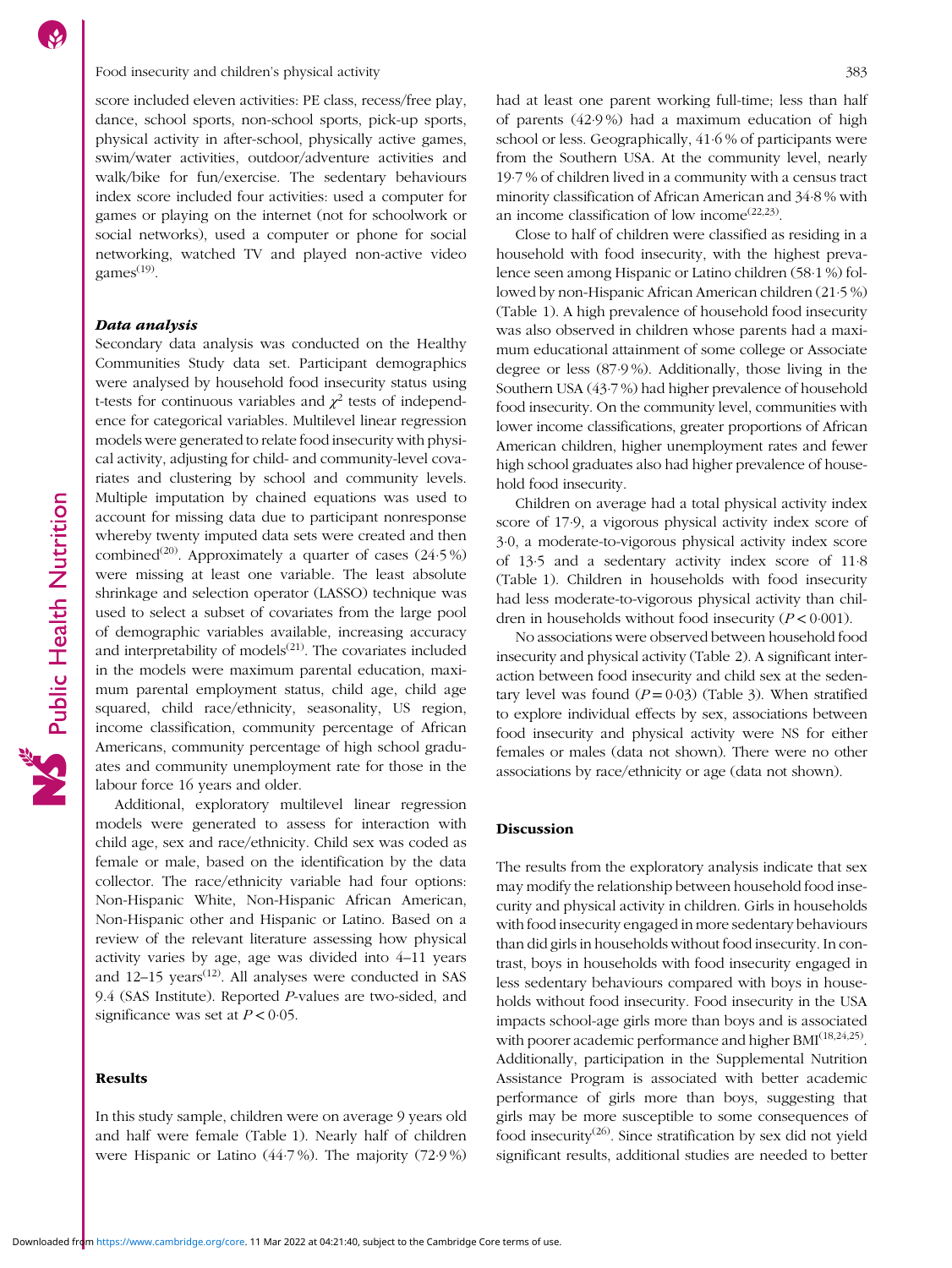score included eleven activities: PE class, recess/free play, dance, school sports, non-school sports, pick-up sports, physical activity in after-school, physically active games, swim/water activities, outdoor/adventure activities and walk/bike for fun/exercise. The sedentary behaviours index score included four activities: used a computer for games or playing on the internet (not for schoolwork or social networks), used a computer or phone for social networking, watched TV and played non-active video games[19].

### *Data analysis*

Secondary data analysis was conducted on the Healthy Communities Study data set. Participant demographics were analysed by household food insecurity status using t-tests for continuous variables and $\chi^2$ tests of independence for categorical variables. Multilevel linear regression models were generated to relate food insecurity with physical activity, adjusting for child- and community-level covariates and clustering by school and community levels. Multiple imputation by chained equations was used to account for missing data due to participant nonresponse whereby twenty imputed data sets were created and then combined[20]. Approximately a quarter of cases (24·5 %) were missing at least one variable. The least absolute shrinkage and selection operator (LASSO) technique was used to select a subset of covariates from the large pool of demographic variables available, increasing accuracy and interpretability of models[21]. The covariates included in the models were maximum parental education, maximum parental employment status, child age, child age squared, child race/ethnicity, seasonality, US region, income classification, community percentage of African Americans, community percentage of high school graduates and community unemployment rate for those in the labour force 16 years and older.

Additional, exploratory multilevel linear regression models were generated to assess for interaction with child age, sex and race/ethnicity. Child sex was coded as female or male, based on the identification by the data collector. The race/ethnicity variable had four options: Non-Hispanic White, Non-Hispanic African American, Non-Hispanic other and Hispanic or Latino. Based on a review of the relevant literature assessing how physical activity varies by age, age was divided into 4–11 years and 12–15 years[12]. All analyses were conducted in SAS 9.4 (SAS Institute). Reported *P*-values are two-sided, and significance was set at $P < 0·05$.

## Results

In this study sample, children were on average 9 years old and half were female (Table 1). Nearly half of children were Hispanic or Latino (44·7 %). The majority (72·9 %) had at least one parent working full-time; less than half of parents (42·9 %) had a maximum education of high school or less. Geographically, 41·6 % of participants were from the Southern USA. At the community level, nearly 19·7 % of children lived in a community with a census tract minority classification of African American and 34·8 % with an income classification of low income[22,23].

Close to half of children were classified as residing in a household with food insecurity, with the highest prevalence seen among Hispanic or Latino children (58·1 %) followed by non-Hispanic African American children (21·5 %) (Table 1). A high prevalence of household food insecurity was also observed in children whose parents had a maximum educational attainment of some college or Associate degree or less (87·9 %). Additionally, those living in the Southern USA (43·7 %) had higher prevalence of household food insecurity. On the community level, communities with lower income classifications, greater proportions of African American children, higher unemployment rates and fewer high school graduates also had higher prevalence of household food insecurity.

Children on average had a total physical activity index score of 17·9, a vigorous physical activity index score of 3·0, a moderate-to-vigorous physical activity index score of 13·5 and a sedentary activity index score of 11·8 (Table 1). Children in households with food insecurity had less moderate-to-vigorous physical activity than children in households without food insecurity ($P < 0·001$).

No associations were observed between household food insecurity and physical activity (Table 2). A significant interaction between food insecurity and child sex at the sedentary level was found ($P = 0·03$) (Table 3). When stratified to explore individual effects by sex, associations between food insecurity and physical activity were NS for either females or males (data not shown). There were no other associations by race/ethnicity or age (data not shown).

## Discussion

The results from the exploratory analysis indicate that sex may modify the relationship between household food insecurity and physical activity in children. Girls in households with food insecurity engaged in more sedentary behaviours than did girls in households without food insecurity. In contrast, boys in households with food insecurity engaged in less sedentary behaviours compared with boys in households without food insecurity. Food insecurity in the USA impacts school-age girls more than boys and is associated with poorer academic performance and higher BMI[18,24,25]. Additionally, participation in the Supplemental Nutrition Assistance Program is associated with better academic performance of girls more than boys, suggesting that girls may be more susceptible to some consequences of food insecurity[26]. Since stratification by sex did not yield significant results, additional studies are needed to better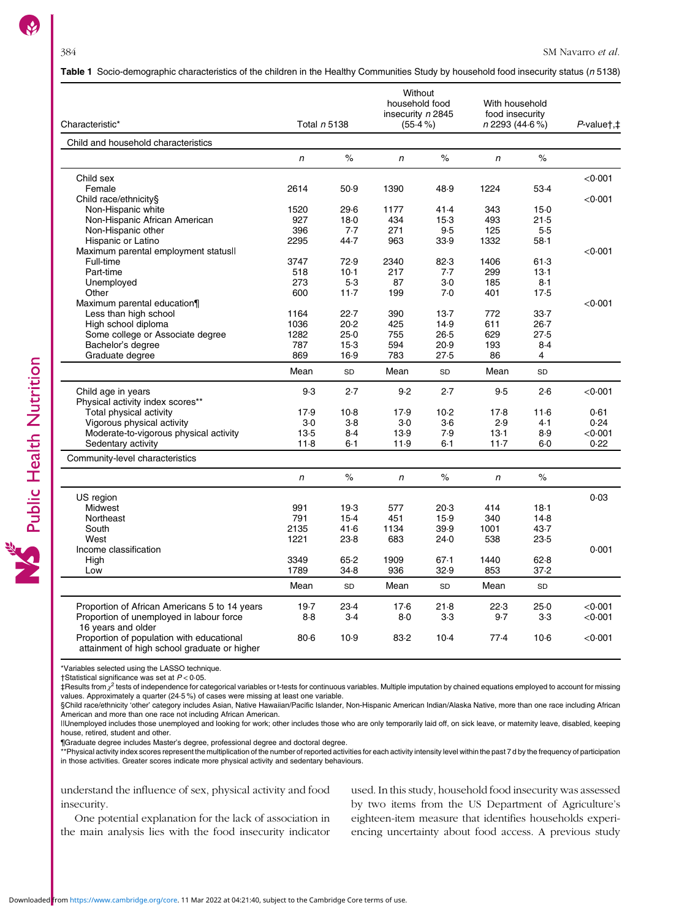**Table 1** Socio-demographic characteristics of the children in the Healthy Communities Study by household food insecurity status (n 5138)

| Characteristic* | Total n 5138 | | Without household food insecurity n 2845 (55·4 %) | | With household food insecurity n 2293 (44·6 %) | | P-value†,‡ |
|---|---|---|---|---|---|---|---|
| **Child and household characteristics** | | | | | | | |
| | n | % | n | % | n | % | |
| Child sex | | | | | | | <0·001 |
| Female | 2614 | 50·9 | 1390 | 48·9 | 1224 | 53·4 | |
| Child race/ethnicity§ | | | | | | | <0·001 |
| Non-Hispanic white | 1520 | 29·6 | 1177 | 41·4 | 343 | 15·0 | |
| Non-Hispanic African American | 927 | 18·0 | 434 | 15·3 | 493 | 21·5 | |
| Non-Hispanic other | 396 | 7·7 | 271 | 9·5 | 125 | 5·5 | |
| Hispanic or Latino | 2295 | 44·7 | 963 | 33·9 | 1332 | 58·1 | |
| Maximum parental employment status‖ | | | | | | | <0·001 |
| Full-time | 3747 | 72·9 | 2340 | 82·3 | 1406 | 61·3 | |
| Part-time | 518 | 10·1 | 217 | 7·7 | 299 | 13·1 | |
| Unemployed | 273 | 5·3 | 87 | 3·0 | 185 | 8·1 | |
| Other | 600 | 11·7 | 199 | 7·0 | 401 | 17·5 | |
| Maximum parental education¶ | | | | | | | <0·001 |
| Less than high school | 1164 | 22·7 | 390 | 13·7 | 772 | 33·7 | |
| High school diploma | 1036 | 20·2 | 425 | 14·9 | 611 | 26·7 | |
| Some college or Associate degree | 1282 | 25·0 | 755 | 26·5 | 629 | 27·5 | |
| Bachelor's degree | 787 | 15·3 | 594 | 20·9 | 193 | 8·4 | |
| Graduate degree | 869 | 16·9 | 783 | 27·5 | 86 | 4 | |
| | Mean | SD | Mean | SD | Mean | SD | |
| Child age in years | 9·3 | 2·7 | 9·2 | 2·7 | 9·5 | 2·6 | <0·001 |
| Physical activity index scores** | | | | | | | |
| Total physical activity | 17·9 | 10·8 | 17·9 | 10·2 | 17·8 | 11·6 | 0·61 |
| Vigorous physical activity | 3·0 | 3·8 | 3·0 | 3·6 | 2·9 | 4·1 | 0·24 |
| Moderate-to-vigorous physical activity | 13·5 | 8·4 | 13·9 | 7·9 | 13·1 | 8·9 | <0·001 |
| Sedentary activity | 11·8 | 6·1 | 11·9 | 6·1 | 11·7 | 6·0 | 0·22 |
| **Community-level characteristics** | | | | | | | |
| | n | % | n | % | n | % | |
| US region | | | | | | | 0·03 |
| Midwest | 991 | 19·3 | 577 | 20·3 | 414 | 18·1 | |
| Northeast | 791 | 15·4 | 451 | 15·9 | 340 | 14·8 | |
| South | 2135 | 41·6 | 1134 | 39·9 | 1001 | 43·7 | |
| West | 1221 | 23·8 | 683 | 24·0 | 538 | 23·5 | |
| Income classification | | | | | | | 0·001 |
| High | 3349 | 65·2 | 1909 | 67·1 | 1440 | 62·8 | |
| Low | 1789 | 34·8 | 936 | 32·9 | 853 | 37·2 | |
| | Mean | SD | Mean | SD | Mean | SD | |
| Proportion of African Americans 5 to 14 years | 19·7 | 23·4 | 17·6 | 21·8 | 22·3 | 25·0 | <0·001 |
| Proportion of unemployed in labour force 16 years and older | 8·8 | 3·4 | 8·0 | 3·3 | 9·7 | 3·3 | <0·001 |
| Proportion of population with educational attainment of high school graduate or higher | 80·6 | 10·9 | 83·2 | 10·4 | 77·4 | 10·6 | <0·001 |

*Variables selected using the LASSO technique.
†Statistical significance was set at $P < 0·05$.
‡Results from $\chi^2$ tests of independence for categorical variables or t-tests for continuous variables. Multiple imputation by chained equations employed to account for missing values. Approximately a quarter (24·5 %) of cases were missing at least one variable.
§Child race/ethnicity 'other' category includes Asian, Native Hawaiian/Pacific Islander, Non-Hispanic American Indian/Alaska Native, more than one race including African American and more than one race not including African American.
‖Unemployed includes those unemployed and looking for work; other includes those who are only temporarily laid off, on sick leave, or maternity leave, disabled, keeping house, retired, student and other.
¶Graduate degree includes Master's degree, professional degree and doctoral degree.
**Physical activity index scores represent the multiplication of the number of reported activities for each activity intensity level within the past 7 d by the frequency of participation in those activities. Greater scores indicate more physical activity and sedentary behaviours.

understand the influence of sex, physical activity and food insecurity.

One potential explanation for the lack of association in the main analysis lies with the food insecurity indicator used. In this study, household food insecurity was assessed by two items from the US Department of Agriculture's eighteen-item measure that identifies households experiencing uncertainty about food access. A previous study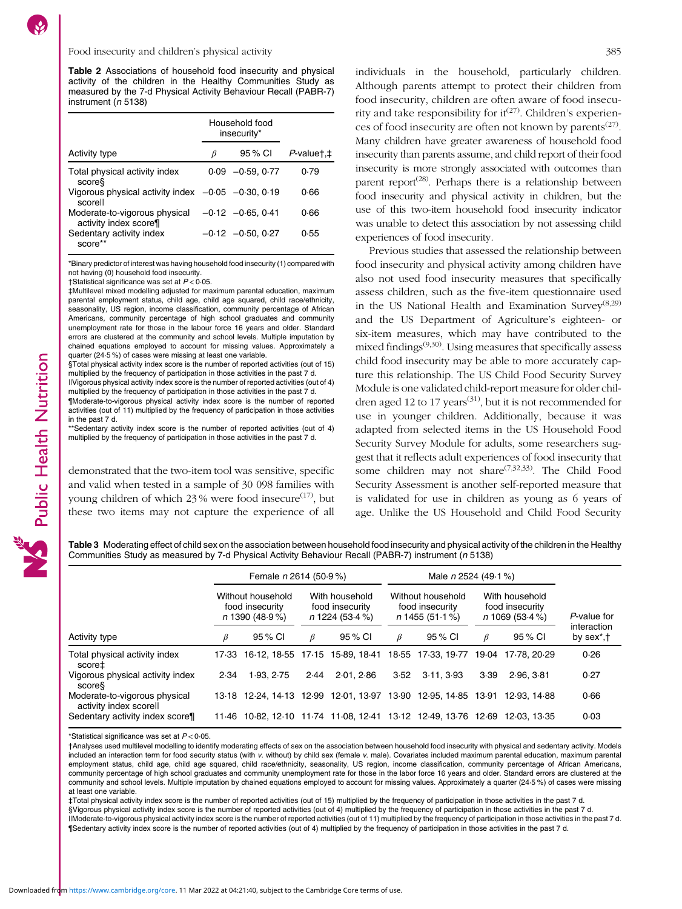**Table 2** Associations of household food insecurity and physical activity of the children in the Healthy Communities Study as measured by the 7-d Physical Activity Behaviour Recall (PABR-7) instrument (*n* 5138)

| | Household food insecurity* | | |
|---|---|---|---|
| Activity type | *β* | 95 % CI | *P*-value†,‡ |
| Total physical activity index score§ | 0·09 | −0·59, 0·77 | 0·79 |
| Vigorous physical activity index score‖ | −0·05 | −0·30, 0·19 | 0·66 |
| Moderate-to-vigorous physical activity index score¶ | −0·12 | −0·65, 0·41 | 0·66 |
| Sedentary activity index score** | −0·12 | −0·50, 0·27 | 0·55 |

*Binary predictor of interest was having household food insecurity (1) compared with not having (0) household food insecurity.
†Statistical significance was set at $P < 0·05$.
‡Multilevel mixed modelling adjusted for maximum parental education, maximum parental employment status, child age, child age squared, child race/ethnicity, seasonality, US region, income classification, community percentage of African Americans, community percentage of high school graduates and community unemployment rate for those in the labour force 16 years and older. Standard errors are clustered at the community and school levels. Multiple imputation by chained equations employed to account for missing values. Approximately a quarter (24·5 %) of cases were missing at least one variable.
§Total physical activity index score is the number of reported activities (out of 15) multiplied by the frequency of participation in those activities in the past 7 d.
‖Vigorous physical activity index score is the number of reported activities (out of 4) multiplied by the frequency of participation in those activities in the past 7 d.
¶Moderate-to-vigorous physical activity index score is the number of reported activities (out of 11) multiplied by the frequency of participation in those activities in the past 7 d.
**Sedentary activity index score is the number of reported activities (out of 4) multiplied by the frequency of participation in those activities in the past 7 d.

demonstrated that the two-item tool was sensitive, specific and valid when tested in a sample of 30 098 families with young children of which 23 % were food insecure[17], but these two items may not capture the experience of all individuals in the household, particularly children. Although parents attempt to protect their children from food insecurity, children are often aware of food insecurity and take responsibility for it[27]. Children's experiences of food insecurity are often not known by parents[27]. Many children have greater awareness of household food insecurity than parents assume, and child report of their food insecurity is more strongly associated with outcomes than parent report[28]. Perhaps there is a relationship between food insecurity and physical activity in children, but the use of this two-item household food insecurity indicator was unable to detect this association by not assessing child experiences of food insecurity.

Previous studies that assessed the relationship between food insecurity and physical activity among children have also not used food insecurity measures that specifically assess children, such as the five-item questionnaire used in the US National Health and Examination Survey[8,29] and the US Department of Agriculture's eighteen- or six-item measures, which may have contributed to the mixed findings[9,30]. Using measures that specifically assess child food insecurity may be able to more accurately capture this relationship. The US Child Food Security Survey Module is one validated child-report measure for older children aged 12 to 17 years[31], but it is not recommended for use in younger children. Additionally, because it was adapted from selected items in the US Household Food Security Survey Module for adults, some researchers suggest that it reflects adult experiences of food insecurity that some children may not share[7,32,33]. The Child Food Security Assessment is another self-reported measure that is validated for use in children as young as 6 years of age. Unlike the US Household and Child Food Security

**Table 3** Moderating effect of child sex on the association between household food insecurity and physical activity of the children in the Healthy Communities Study as measured by 7-d Physical Activity Behaviour Recall (PABR-7) instrument (*n* 5138)

| | Female *n* 2614 (50·9 %) | | | | Male *n* 2524 (49·1 %) | | | | |
|---|---|---|---|---|---|---|---|---|---|
| | Without household food insecurity *n* 1390 (48·9 %) | | With household food insecurity *n* 1224 (53·4 %) | | Without household food insecurity *n* 1455 (51·1 %) | | With household food insecurity *n* 1069 (53·4 %) | | *P*-value for interaction |
| Activity type | *β* | 95 % CI | *β* | 95 % CI | *β* | 95 % CI | *β* | 95 % CI | by sex*,† |
| Total physical activity index score‡ | 17·33 | 16·12, 18·55 | 17·15 | 15·89, 18·41 | 18·55 | 17·33, 19·77 | 19·04 | 17·78, 20·29 | 0·26 |
| Vigorous physical activity index score§ | 2·34 | 1·93, 2·75 | 2·44 | 2·01, 2·86 | 3·52 | 3·11, 3·93 | 3·39 | 2·96, 3·81 | 0·27 |
| Moderate-to-vigorous physical activity index score‖ | 13·18 | 12·24, 14·13 | 12·99 | 12·01, 13·97 | 13·90 | 12·95, 14·85 | 13·91 | 12·93, 14·88 | 0·66 |
| Sedentary activity index score¶ | 11·46 | 10·82, 12·10 | 11·74 | 11·08, 12·41 | 13·12 | 12·49, 13·76 | 12·69 | 12·03, 13·35 | 0·03 |

*Statistical significance was set at $P < 0·05$.
†Analyses used multilevel modelling to identify moderating effects of sex on the association between household food insecurity with physical and sedentary activity. Models included an interaction term for food security status (with *v.* without) by child sex (female *v.* male). Covariates included maximum parental education, maximum parental employment status, child age, child age squared, child race/ethnicity, seasonality, US region, income classification, community percentage of African Americans, community percentage of high school graduates and community unemployment rate for those in the labor force 16 years and older. Standard errors are clustered at the community and school levels. Multiple imputation by chained equations employed to account for missing values. Approximately a quarter (24·5 %) of cases were missing at least one variable.
‡Total physical activity index score is the number of reported activities (out of 15) multiplied by the frequency of participation in those activities in the past 7 d.
§Vigorous physical activity index score is the number of reported activities (out of 4) multiplied by the frequency of participation in those activities in the past 7 d.
‖Moderate-to-vigorous physical activity index score is the number of reported activities (out of 11) multiplied by the frequency of participation in those activities in the past 7 d.
¶Sedentary activity index score is the number of reported activities (out of 4) multiplied by the frequency of participation in those activities in the past 7 d.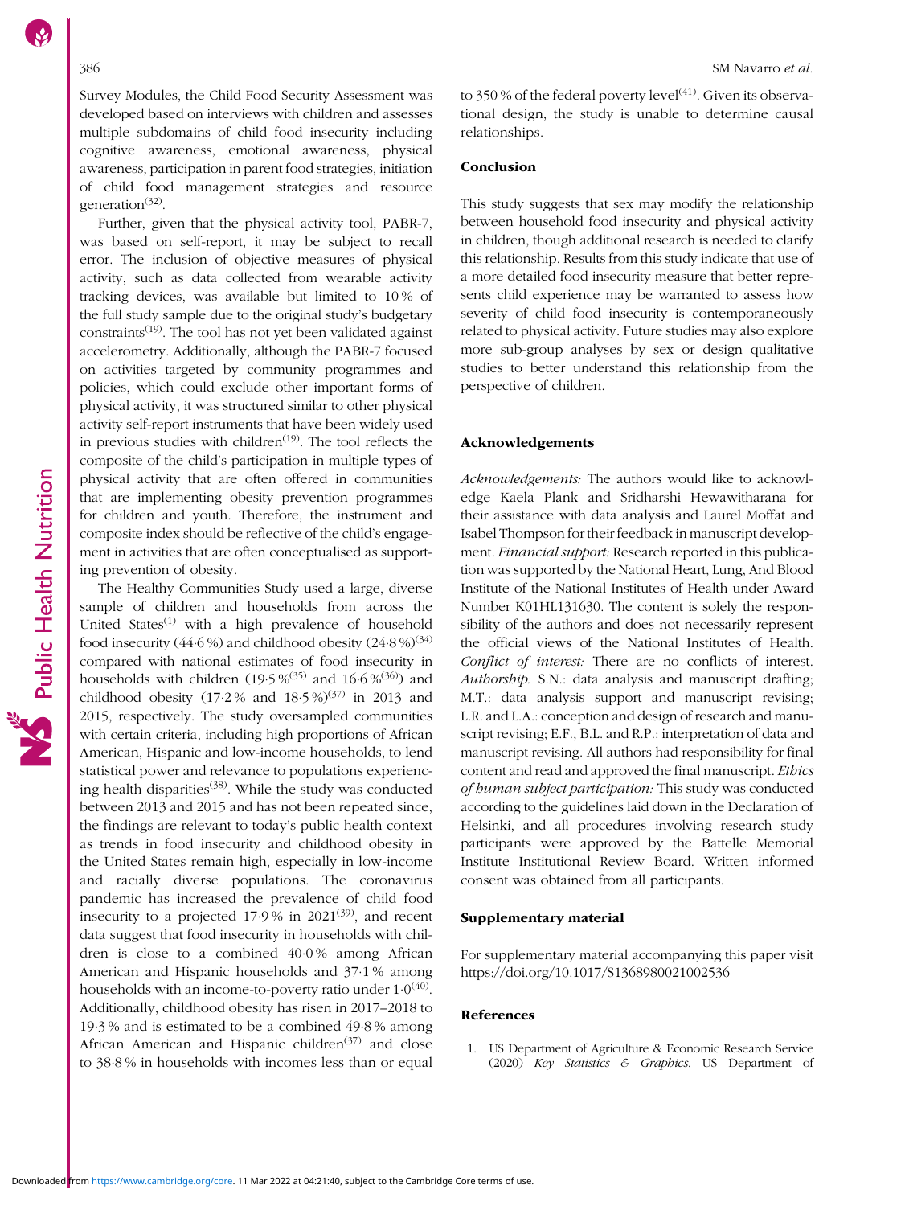Survey Modules, the Child Food Security Assessment was developed based on interviews with children and assesses multiple subdomains of child food insecurity including cognitive awareness, emotional awareness, physical awareness, participation in parent food strategies, initiation of child food management strategies and resource generation[32].

Further, given that the physical activity tool, PABR-7, was based on self-report, it may be subject to recall error. The inclusion of objective measures of physical activity, such as data collected from wearable activity tracking devices, was available but limited to 10 % of the full study sample due to the original study's budgetary constraints[19]. The tool has not yet been validated against accelerometry. Additionally, although the PABR-7 focused on activities targeted by community programmes and policies, which could exclude other important forms of physical activity, it was structured similar to other physical activity self-report instruments that have been widely used in previous studies with children[19]. The tool reflects the composite of the child's participation in multiple types of physical activity that are often offered in communities that are implementing obesity prevention programmes for children and youth. Therefore, the instrument and composite index should be reflective of the child's engagement in activities that are often conceptualised as supporting prevention of obesity.

The Healthy Communities Study used a large, diverse sample of children and households from across the United States[1] with a high prevalence of household food insecurity (44·6 %) and childhood obesity (24·8 %)[34] compared with national estimates of food insecurity in households with children (19·5 %[35] and 16·6 %[36]) and childhood obesity (17·2 % and 18·5 %)[37] in 2013 and 2015, respectively. The study oversampled communities with certain criteria, including high proportions of African American, Hispanic and low-income households, to lend statistical power and relevance to populations experiencing health disparities[38]. While the study was conducted between 2013 and 2015 and has not been repeated since, the findings are relevant to today's public health context as trends in food insecurity and childhood obesity in the United States remain high, especially in low-income and racially diverse populations. The coronavirus pandemic has increased the prevalence of child food insecurity to a projected 17·9 % in 2021[39], and recent data suggest that food insecurity in households with children is close to a combined 40·0 % among African American and Hispanic households and 37·1 % among households with an income-to-poverty ratio under 1·0[40]. Additionally, childhood obesity has risen in 2017–2018 to 19·3 % and is estimated to be a combined 49·8 % among African American and Hispanic children[37] and close to 38·8 % in households with incomes less than or equal to 350 % of the federal poverty level[41]. Given its observational design, the study is unable to determine causal relationships.

## Conclusion

This study suggests that sex may modify the relationship between household food insecurity and physical activity in children, though additional research is needed to clarify this relationship. Results from this study indicate that use of a more detailed food insecurity measure that better represents child experience may be warranted to assess how severity of child food insecurity is contemporaneously related to physical activity. Future studies may also explore more sub-group analyses by sex or design qualitative studies to better understand this relationship from the perspective of children.

## Acknowledgements

*Acknowledgements:* The authors would like to acknowledge Kaela Plank and Sridharshi Hewawitharana for their assistance with data analysis and Laurel Moffat and Isabel Thompson for their feedback in manuscript development. *Financial support:* Research reported in this publication was supported by the National Heart, Lung, And Blood Institute of the National Institutes of Health under Award Number K01HL131630. The content is solely the responsibility of the authors and does not necessarily represent the official views of the National Institutes of Health. *Conflict of interest:* There are no conflicts of interest. *Authorship:* S.N.: data analysis and manuscript drafting; M.T.: data analysis support and manuscript revising; L.R. and L.A.: conception and design of research and manuscript revising; E.F., B.L. and R.P.: interpretation of data and manuscript revising. All authors had responsibility for final content and read and approved the final manuscript. *Ethics of human subject participation:* This study was conducted according to the guidelines laid down in the Declaration of Helsinki, and all procedures involving research study participants were approved by the Battelle Memorial Institute Institutional Review Board. Written informed consent was obtained from all participants.

## Supplementary material

For supplementary material accompanying this paper visit https://doi.org/10.1017/S1368980021002536

## References

1. US Department of Agriculture & Economic Research Service (2020) *Key Statistics & Graphics*. US Department of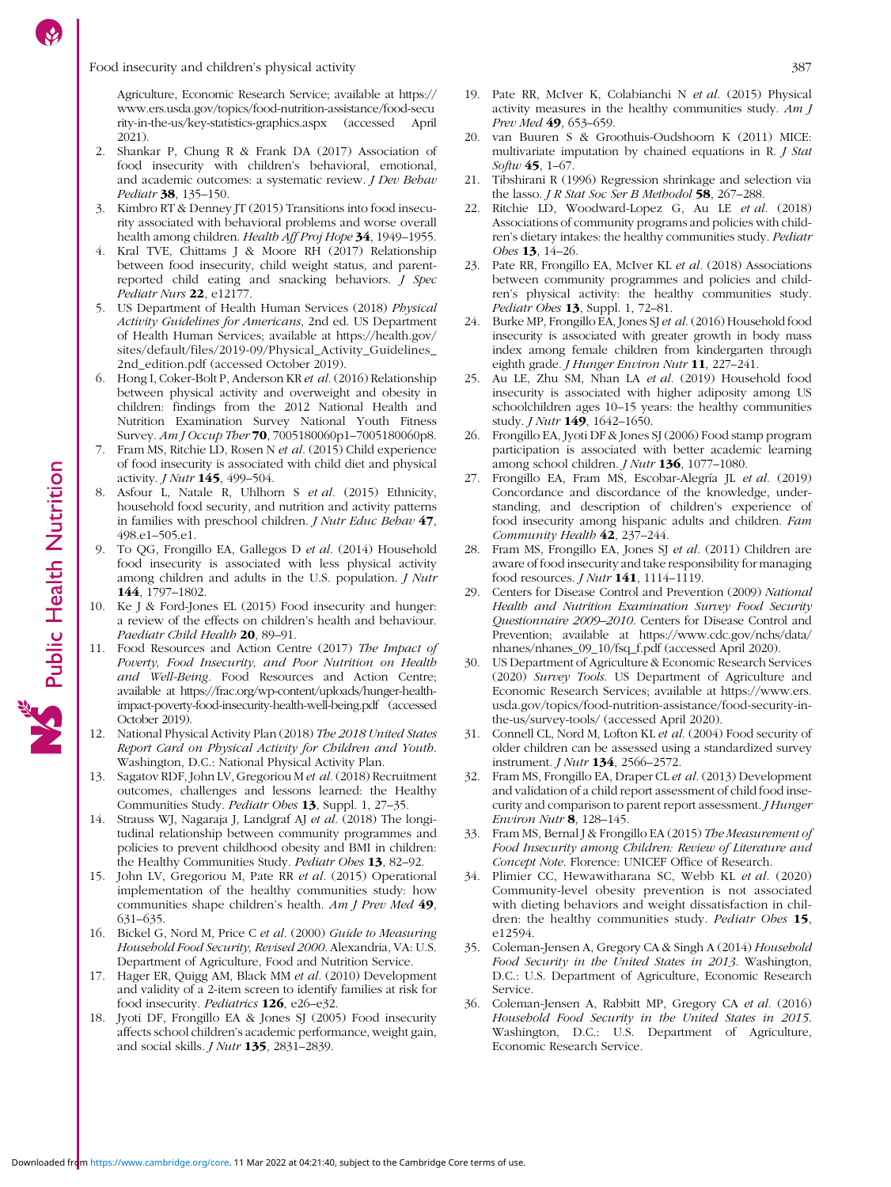Agriculture, Economic Research Service; available at https://www.ers.usda.gov/topics/food-nutrition-assistance/food-security-in-the-us/key-statistics-graphics.aspx (accessed April 2021).

2. Shankar P, Chung R & Frank DA (2017) Association of food insecurity with children's behavioral, emotional, and academic outcomes: a systematic review. *J Dev Behav Pediatr* **38**, 135–150.
3. Kimbro RT & Denney JT (2015) Transitions into food insecurity associated with behavioral problems and worse overall health among children. *Health Aff Proj Hope* **34**, 1949–1955.
4. Kral TVE, Chittams J & Moore RH (2017) Relationship between food insecurity, child weight status, and parent-reported child eating and snacking behaviors. *J Spec Pediatr Nurs* **22**, e12177.
5. US Department of Health Human Services (2018) *Physical Activity Guidelines for Americans*, 2nd ed. US Department of Health Human Services; available at https://health.gov/sites/default/files/2019-09/Physical_Activity_Guidelines_2nd_edition.pdf (accessed October 2019).
6. Hong I, Coker-Bolt P, Anderson KR *et al.* (2016) Relationship between physical activity and overweight and obesity in children: findings from the 2012 National Health and Nutrition Examination Survey National Youth Fitness Survey. *Am J Occup Ther* **70**, 7005180060p1–7005180060p8.
7. Fram MS, Ritchie LD, Rosen N *et al.* (2015) Child experience of food insecurity is associated with child diet and physical activity. *J Nutr* **145**, 499–504.
8. Asfour L, Natale R, Uhlhorn S *et al.* (2015) Ethnicity, household food security, and nutrition and activity patterns in families with preschool children. *J Nutr Educ Behav* **47**, 498.e1–505.e1.
9. To QG, Frongillo EA, Gallegos D *et al.* (2014) Household food insecurity is associated with less physical activity among children and adults in the U.S. population. *J Nutr* **144**, 1797–1802.
10. Ke J & Ford-Jones EL (2015) Food insecurity and hunger: a review of the effects on children's health and behaviour. *Paediatr Child Health* **20**, 89–91.
11. Food Resources and Action Centre (2017) *The Impact of Poverty, Food Insecurity, and Poor Nutrition on Health and Well-Being*. Food Resources and Action Centre; available at https://frac.org/wp-content/uploads/hunger-health-impact-poverty-food-insecurity-health-well-being.pdf (accessed October 2019).
12. National Physical Activity Plan (2018) *The 2018 United States Report Card on Physical Activity for Children and Youth*. Washington, D.C.: National Physical Activity Plan.
13. Sagatov RDF, John LV, Gregoriou M *et al.* (2018) Recruitment outcomes, challenges and lessons learned: the Healthy Communities Study. *Pediatr Obes* **13**, Suppl. 1, 27–35.
14. Strauss WJ, Nagaraja J, Landgraf AJ *et al.* (2018) The longitudinal relationship between community programmes and policies to prevent childhood obesity and BMI in children: the Healthy Communities Study. *Pediatr Obes* **13**, 82–92.
15. John LV, Gregoriou M, Pate RR *et al.* (2015) Operational implementation of the healthy communities study: how communities shape children's health. *Am J Prev Med* **49**, 631–635.
16. Bickel G, Nord M, Price C *et al.* (2000) *Guide to Measuring Household Food Security, Revised 2000*. Alexandria, VA: U.S. Department of Agriculture, Food and Nutrition Service.
17. Hager ER, Quigg AM, Black MM *et al.* (2010) Development and validity of a 2-item screen to identify families at risk for food insecurity. *Pediatrics* **126**, e26–e32.
18. Jyoti DF, Frongillo EA & Jones SJ (2005) Food insecurity affects school children's academic performance, weight gain, and social skills. *J Nutr* **135**, 2831–2839.
19. Pate RR, McIver K, Colabianchi N *et al.* (2015) Physical activity measures in the healthy communities study. *Am J Prev Med* **49**, 653–659.
20. van Buuren S & Groothuis-Oudshoorn K (2011) MICE: multivariate imputation by chained equations in R. *J Stat Softw* **45**, 1–67.
21. Tibshirani R (1996) Regression shrinkage and selection via the lasso. *J R Stat Soc Ser B Methodol* **58**, 267–288.
22. Ritchie LD, Woodward-Lopez G, Au LE *et al.* (2018) Associations of community programs and policies with children's dietary intakes: the healthy communities study. *Pediatr Obes* **13**, 14–26.
23. Pate RR, Frongillo EA, McIver KL *et al.* (2018) Associations between community programmes and policies and children's physical activity: the healthy communities study. *Pediatr Obes* **13**, Suppl. 1, 72–81.
24. Burke MP, Frongillo EA, Jones SJ *et al.* (2016) Household food insecurity is associated with greater growth in body mass index among female children from kindergarten through eighth grade. *J Hunger Environ Nutr* **11**, 227–241.
25. Au LE, Zhu SM, Nhan LA *et al.* (2019) Household food insecurity is associated with higher adiposity among US schoolchildren ages 10–15 years: the healthy communities study. *J Nutr* **149**, 1642–1650.
26. Frongillo EA, Jyoti DF & Jones SJ (2006) Food stamp program participation is associated with better academic learning among school children. *J Nutr* **136**, 1077–1080.
27. Frongillo EA, Fram MS, Escobar-Alegría JL *et al.* (2019) Concordance and discordance of the knowledge, understanding, and description of children's experience of food insecurity among hispanic adults and children. *Fam Community Health* **42**, 237–244.
28. Fram MS, Frongillo EA, Jones SJ *et al.* (2011) Children are aware of food insecurity and take responsibility for managing food resources. *J Nutr* **141**, 1114–1119.
29. Centers for Disease Control and Prevention (2009) *National Health and Nutrition Examination Survey Food Security Questionnaire 2009–2010*. Centers for Disease Control and Prevention; available at https://www.cdc.gov/nchs/data/nhanes/nhanes_09_10/fsq_f.pdf (accessed April 2020).
30. US Department of Agriculture & Economic Research Services (2020) *Survey Tools*. US Department of Agriculture and Economic Research Services; available at https://www.ers.usda.gov/topics/food-nutrition-assistance/food-security-in-the-us/survey-tools/ (accessed April 2020).
31. Connell CL, Nord M, Lofton KL *et al.* (2004) Food security of older children can be assessed using a standardized survey instrument. *J Nutr* **134**, 2566–2572.
32. Fram MS, Frongillo EA, Draper CL *et al.* (2013) Development and validation of a child report assessment of child food insecurity and comparison to parent report assessment. *J Hunger Environ Nutr* **8**, 128–145.
33. Fram MS, Bernal J & Frongillo EA (2015) *The Measurement of Food Insecurity among Children: Review of Literature and Concept Note*. Florence: UNICEF Office of Research.
34. Plimier CC, Hewawitharana SC, Webb KL *et al.* (2020) Community-level obesity prevention is not associated with dieting behaviors and weight dissatisfaction in children: the healthy communities study. *Pediatr Obes* **15**, e12594.
35. Coleman-Jensen A, Gregory CA & Singh A (2014) *Household Food Security in the United States in 2013*. Washington, D.C.: U.S. Department of Agriculture, Economic Research Service.
36. Coleman-Jensen A, Rabbitt MP, Gregory CA *et al.* (2016) *Household Food Security in the United States in 2015*. Washington, D.C.: U.S. Department of Agriculture, Economic Research Service.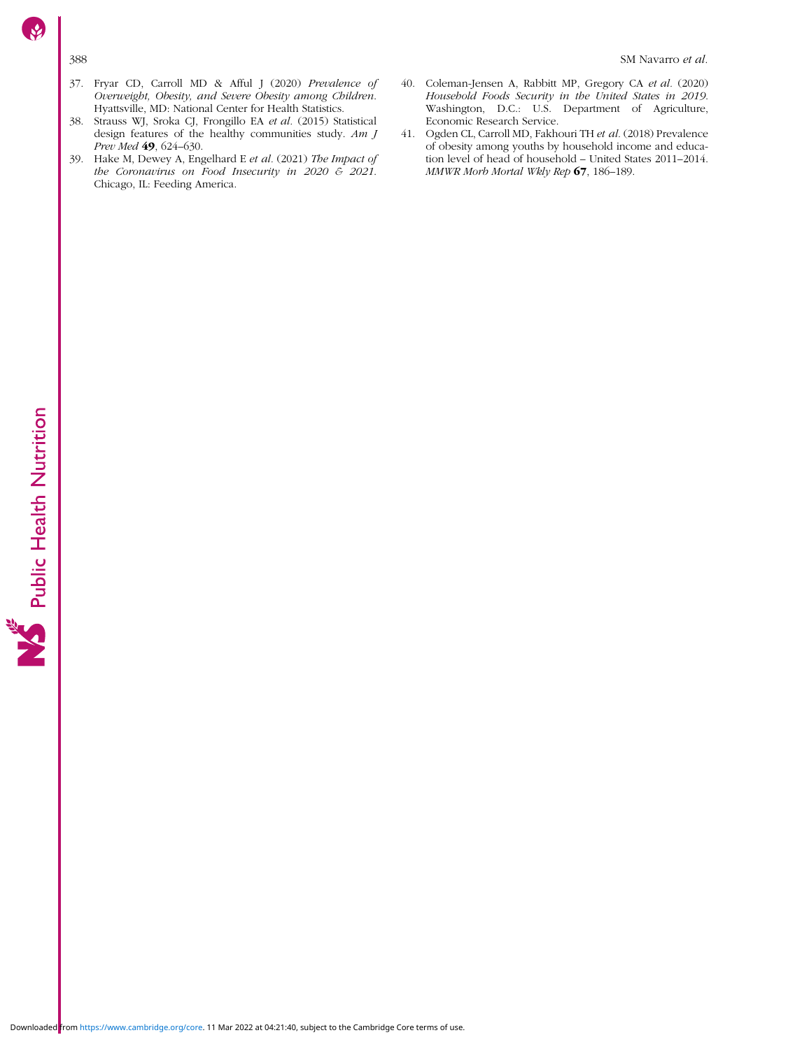37. Fryar CD, Carroll MD & Afful J (2020) *Prevalence of Overweight, Obesity, and Severe Obesity among Children*. Hyattsville, MD: National Center for Health Statistics.
38. Strauss WJ, Sroka CJ, Frongillo EA *et al.* (2015) Statistical design features of the healthy communities study. *Am J Prev Med* **49**, 624–630.
39. Hake M, Dewey A, Engelhard E *et al.* (2021) *The Impact of the Coronavirus on Food Insecurity in 2020 & 2021*. Chicago, IL: Feeding America.
40. Coleman-Jensen A, Rabbitt MP, Gregory CA *et al.* (2020) *Household Foods Security in the United States in 2019*. Washington, D.C.: U.S. Department of Agriculture, Economic Research Service.
41. Ogden CL, Carroll MD, Fakhouri TH *et al.* (2018) Prevalence of obesity among youths by household income and education level of head of household – United States 2011–2014. *MMWR Morb Mortal Wkly Rep* **67**, 186–189.